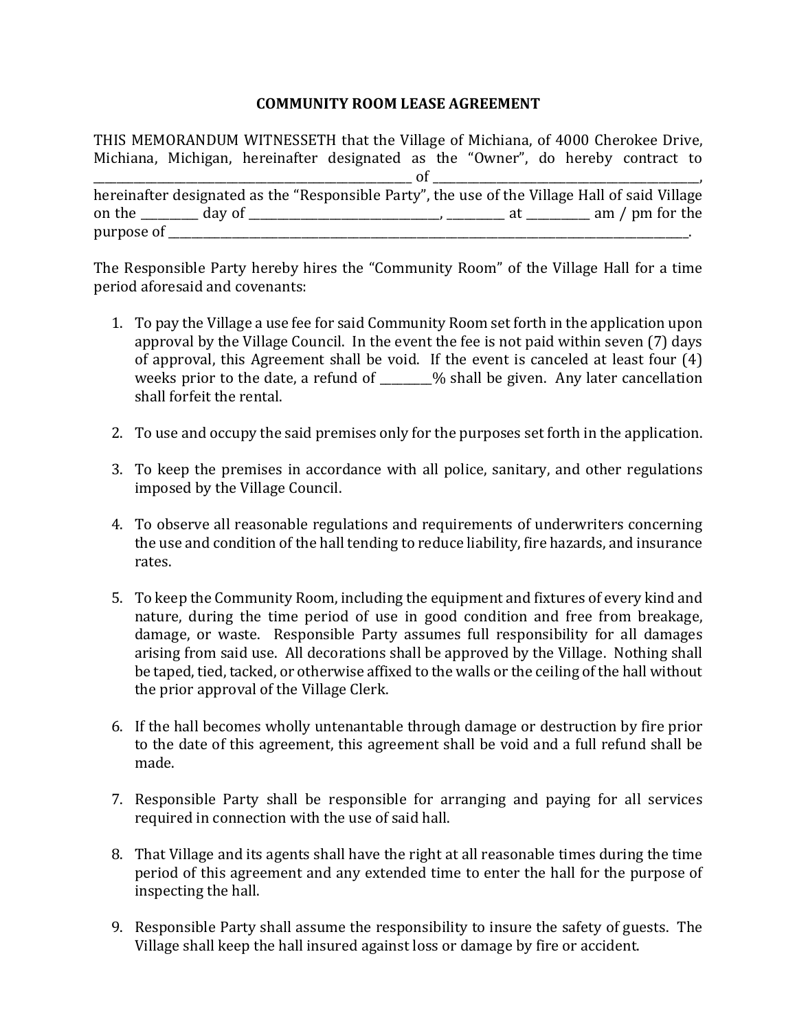# COMMUNITY ROOM LEASE AGREEMENT

THIS MEMORANDUM WITNESSETH that the Village of Michiana, of 4000 Cherokee Drive, Michiana, Michigan, hereinafter designated as the "Owner", do hereby contract to ______________________________________________ of ______________________________________________, hereinafter designated as the "Responsible Party", the use of the Village Hall of said Village on the _________ day of ______________________________, _________ at _________ am / pm for the purpose of __________________________________________________________________________________________.

The Responsible Party hereby hires the "Community Room" of the Village Hall for a time period aforesaid and covenants:

1. To pay the Village a use fee for said Community Room set forth in the application upon approval by the Village Council. In the event the fee is not paid within seven (7) days of approval, this Agreement shall be void. If the event is canceled at least four (4) weeks prior to the date, a refund of ________% shall be given. Any later cancellation shall forfeit the rental.

2. To use and occupy the said premises only for the purposes set forth in the application.

3. To keep the premises in accordance with all police, sanitary, and other regulations imposed by the Village Council.

4. To observe all reasonable regulations and requirements of underwriters concerning the use and condition of the hall tending to reduce liability, fire hazards, and insurance rates.

5. To keep the Community Room, including the equipment and fixtures of every kind and nature, during the time period of use in good condition and free from breakage, damage, or waste. Responsible Party assumes full responsibility for all damages arising from said use. All decorations shall be approved by the Village. Nothing shall be taped, tied, tacked, or otherwise affixed to the walls or the ceiling of the hall without the prior approval of the Village Clerk.

6. If the hall becomes wholly untenantable through damage or destruction by fire prior to the date of this agreement, this agreement shall be void and a full refund shall be made.

7. Responsible Party shall be responsible for arranging and paying for all services required in connection with the use of said hall.

8. That Village and its agents shall have the right at all reasonable times during the time period of this agreement and any extended time to enter the hall for the purpose of inspecting the hall.

9. Responsible Party shall assume the responsibility to insure the safety of guests. The Village shall keep the hall insured against loss or damage by fire or accident.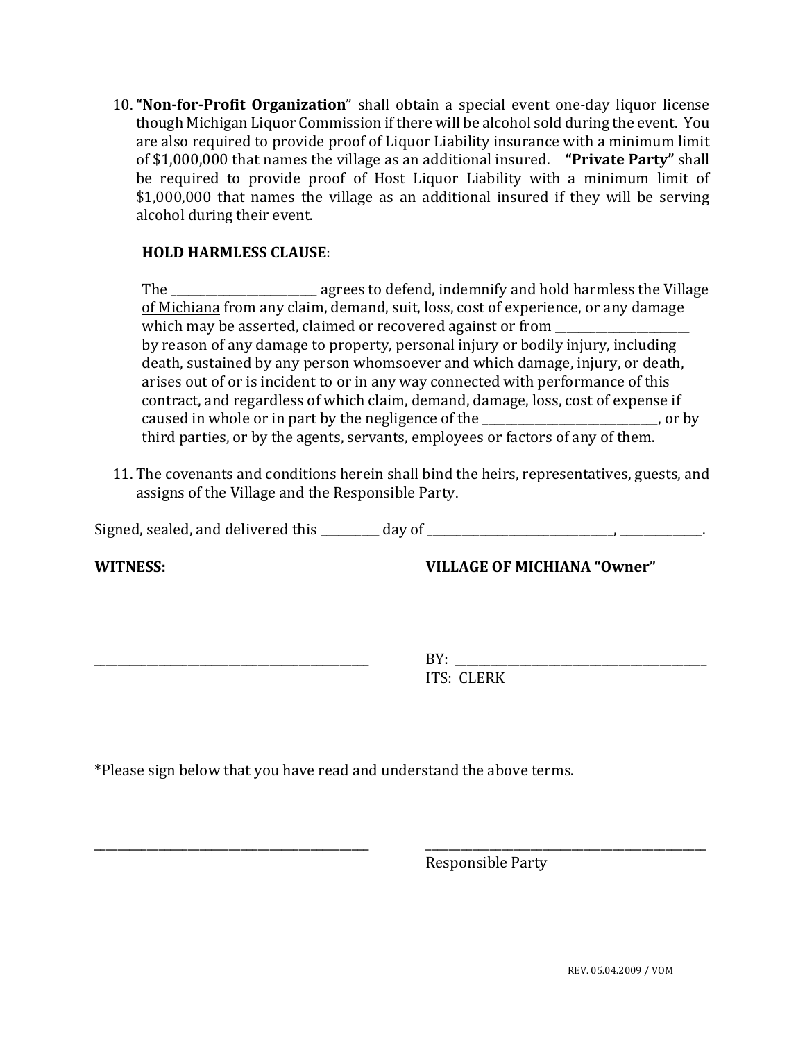10. **"Non-for-Profit Organization**" shall obtain a special event one-day liquor license though Michigan Liquor Commission if there will be alcohol sold during the event. You are also required to provide proof of Liquor Liability insurance with a minimum limit of $1,000,000 that names the village as an additional insured. **"Private Party"** shall be required to provide proof of Host Liquor Liability with a minimum limit of $1,000,000 that names the village as an additional insured if they will be serving alcohol during their event.

    **HOLD HARMLESS CLAUSE**:

    The ________________________ agrees to defend, indemnify and hold harmless the Village of Michiana from any claim, demand, suit, loss, cost of experience, or any damage which may be asserted, claimed or recovered against or from ______________________ by reason of any damage to property, personal injury or bodily injury, including death, sustained by any person whomsoever and which damage, injury, or death, arises out of or is incident to or in any way connected with performance of this contract, and regardless of which claim, demand, damage, loss, cost of expense if caused in whole or in part by the negligence of the ____________________________, or by third parties, or by the agents, servants, employees or factors of any of them.

11. The covenants and conditions herein shall bind the heirs, representatives, guests, and assigns of the Village and the Responsible Party.

Signed, sealed, and delivered this _________ day of ______________________________, _____________.

**WITNESS:** **VILLAGE OF MICHIANA "Owner"**

_____________________________________________

BY: ___________________________________________
ITS: CLERK

*Please sign below that you have read and understand the above terms.

_____________________________________________

_____________________________________________
Responsible Party

REV. 05.04.2009 / VOM